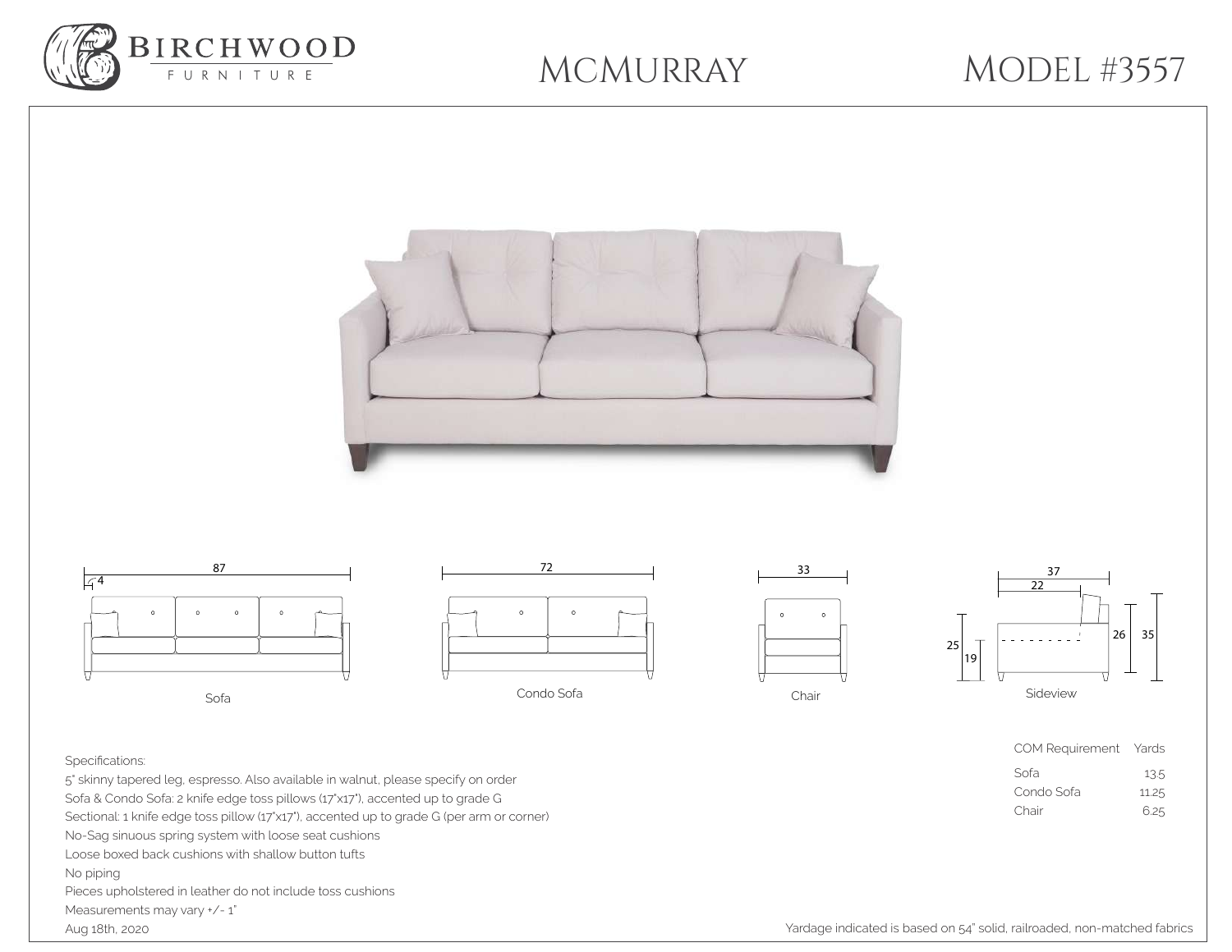# BIRCHWOOD FURNITURE

# MCMURRAY

# MODEL #3557

87

4

Sofa

72

Condo Sofa

33

Chair

37

22

25

19

26

35

Sideview

Specifications:

5" skinny tapered leg, espresso. Also available in walnut, please specify on order

Sofa & Condo Sofa: 2 knife edge toss pillows (17"x17"), accented up to grade G

Sectional: 1 knife edge toss pillow (17"x17"), accented up to grade G (per arm or corner)

No-Sag sinuous spring system with loose seat cushions

Loose boxed back cushions with shallow button tufts

No piping

Pieces upholstered in leather do not include toss cushions

Measurements may vary +/- 1"

Aug 18th, 2020

| COM Requirement | Yards |
| --- | --- |
| Sofa | 13.5 |
| Condo Sofa | 11.25 |
| Chair | 6.25 |

Yardage indicated is based on 54" solid, railroaded, non-matched fabrics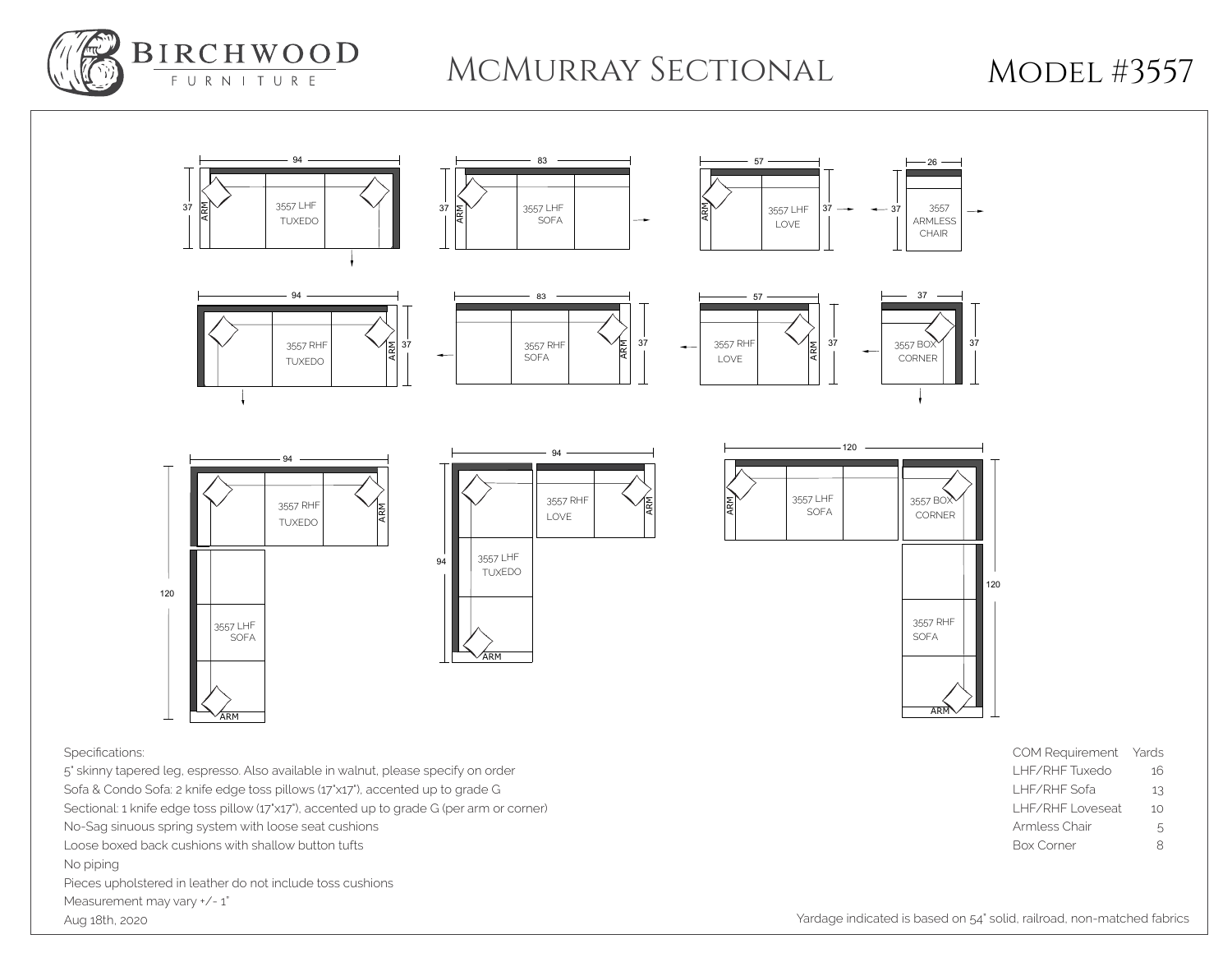BIRCHWOOD FURNITURE

# McMurray Sectional

# Model #3557

94
37
ARM
3557 LHF TUXEDO

83
37
ARM
3557 LHF SOFA

57
ARM
3557 LHF LOVE
37

26
37
3557 ARMLESS CHAIR

94
3557 RHF TUXEDO
ARM
37

83
3557 RHF SOFA
ARM
37

57
3557 RHF LOVE
ARM
37

37
3557 BOX CORNER
37

94
120
3557 RHF TUXEDO
ARM
3557 LHF SOFA
ARM

94
94
3557 RHF LOVE
ARM
3557 LHF TUXEDO
ARM

120
ARM
3557 LHF SOFA
3557 BOX CORNER
120
3557 RHF SOFA
ARM

Specifications:

5" skinny tapered leg, espresso. Also available in walnut, please specify on order

Sofa & Condo Sofa: 2 knife edge toss pillows (17"x17"), accented up to grade G

Sectional: 1 knife edge toss pillow (17"x17"), accented up to grade G (per arm or corner)

No-Sag sinuous spring system with loose seat cushions

Loose boxed back cushions with shallow button tufts

No piping

Pieces upholstered in leather do not include toss cushions

Measurement may vary +/- 1"

Aug 18th, 2020

| COM Requirement | Yards |
|---|---|
| LHF/RHF Tuxedo | 16 |
| LHF/RHF Sofa | 13 |
| LHF/RHF Loveseat | 10 |
| Armless Chair | 5 |
| Box Corner | 8 |

Yardage indicated is based on 54" solid, railroad, non-matched fabrics